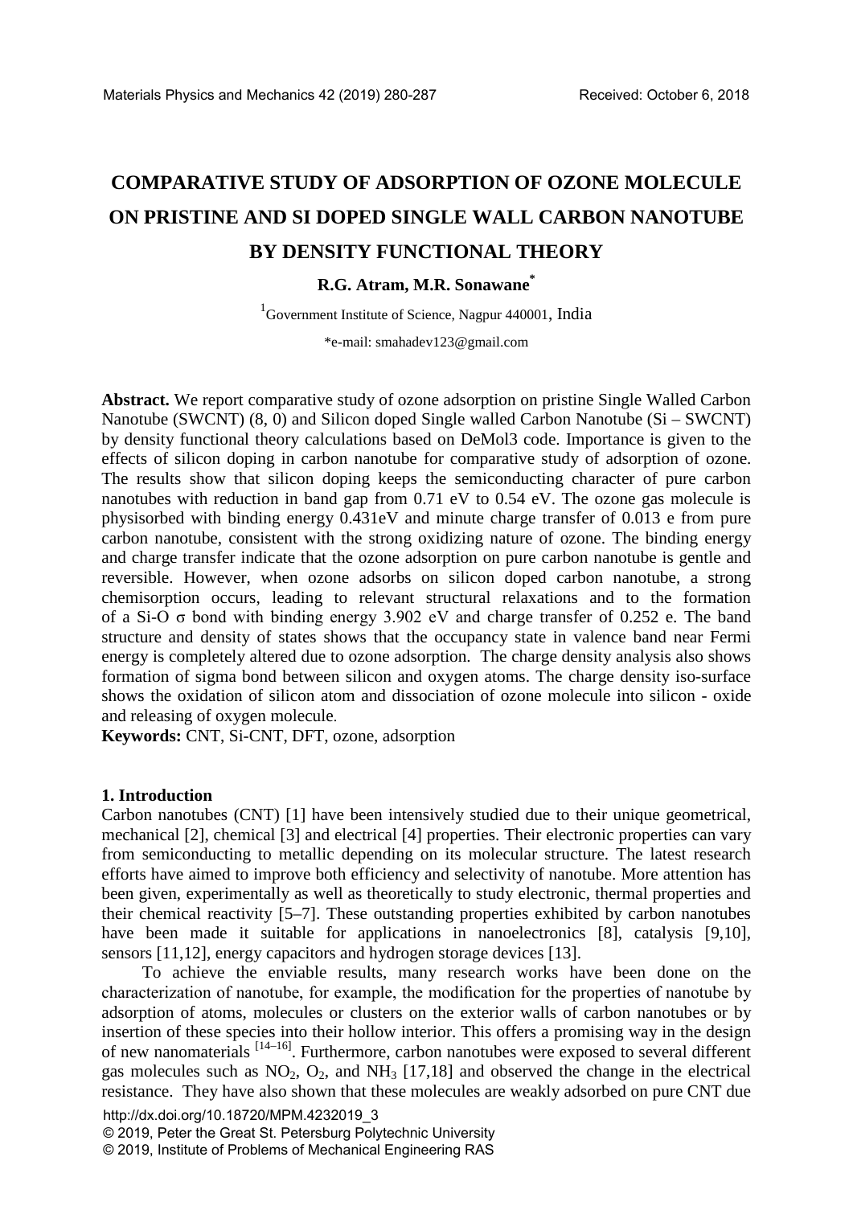# COMPARATIVE STUDY OF ADSORPTION OF OZONE MOLECULE ON PRISTINE AND SI DOPED SINGLE WALL CARBON NANOTUBE BY DENSITY FUNCTIONAL THEORY

**R.G. Atram, M.R. Sonawane***

[1]Government Institute of Science, Nagpur 440001, India

*e-mail: smahadev123@gmail.com

**Abstract.** We report comparative study of ozone adsorption on pristine Single Walled Carbon Nanotube (SWCNT) (8, 0) and Silicon doped Single walled Carbon Nanotube (Si – SWCNT) by density functional theory calculations based on DeMol3 code. Importance is given to the effects of silicon doping in carbon nanotube for comparative study of adsorption of ozone. The results show that silicon doping keeps the semiconducting character of pure carbon nanotubes with reduction in band gap from 0.71 eV to 0.54 eV. The ozone gas molecule is physisorbed with binding energy 0.431eV and minute charge transfer of 0.013 e from pure carbon nanotube, consistent with the strong oxidizing nature of ozone. The binding energy and charge transfer indicate that the ozone adsorption on pure carbon nanotube is gentle and reversible. However, when ozone adsorbs on silicon doped carbon nanotube, a strong chemisorption occurs, leading to relevant structural relaxations and to the formation of a Si-O σ bond with binding energy 3.902 eV and charge transfer of 0.252 e. The band structure and density of states shows that the occupancy state in valence band near Fermi energy is completely altered due to ozone adsorption. The charge density analysis also shows formation of sigma bond between silicon and oxygen atoms. The charge density iso-surface shows the oxidation of silicon atom and dissociation of ozone molecule into silicon - oxide and releasing of oxygen molecule.

**Keywords:** CNT, Si-CNT, DFT, ozone, adsorption

## 1. Introduction

Carbon nanotubes (CNT) [1] have been intensively studied due to their unique geometrical, mechanical [2], chemical [3] and electrical [4] properties. Their electronic properties can vary from semiconducting to metallic depending on its molecular structure. The latest research efforts have aimed to improve both efficiency and selectivity of nanotube. More attention has been given, experimentally as well as theoretically to study electronic, thermal properties and their chemical reactivity [5–7]. These outstanding properties exhibited by carbon nanotubes have been made it suitable for applications in nanoelectronics [8], catalysis [9,10], sensors [11,12], energy capacitors and hydrogen storage devices [13].

To achieve the enviable results, many research works have been done on the characterization of nanotube, for example, the modification for the properties of nanotube by adsorption of atoms, molecules or clusters on the exterior walls of carbon nanotubes or by insertion of these species into their hollow interior. This offers a promising way in the design of new nanomaterials [14–16]. Furthermore, carbon nanotubes were exposed to several different gas molecules such as $NO_2$, $O_2$, and $NH_3$ [17,18] and observed the change in the electrical resistance. They have also shown that these molecules are weakly adsorbed on pure CNT due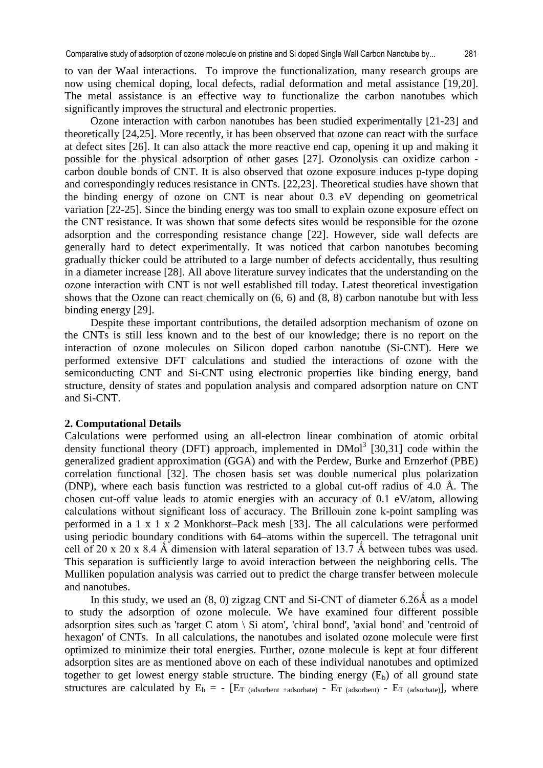to van der Waal interactions. To improve the functionalization, many research groups are now using chemical doping, local defects, radial deformation and metal assistance [19,20]. The metal assistance is an effective way to functionalize the carbon nanotubes which significantly improves the structural and electronic properties.

Ozone interaction with carbon nanotubes has been studied experimentally [21-23] and theoretically [24,25]. More recently, it has been observed that ozone can react with the surface at defect sites [26]. It can also attack the more reactive end cap, opening it up and making it possible for the physical adsorption of other gases [27]. Ozonolysis can oxidize carbon - carbon double bonds of CNT. It is also observed that ozone exposure induces p-type doping and correspondingly reduces resistance in CNTs. [22,23]. Theoretical studies have shown that the binding energy of ozone on CNT is near about 0.3 eV depending on geometrical variation [22-25]. Since the binding energy was too small to explain ozone exposure effect on the CNT resistance. It was shown that some defects sites would be responsible for the ozone adsorption and the corresponding resistance change [22]. However, side wall defects are generally hard to detect experimentally. It was noticed that carbon nanotubes becoming gradually thicker could be attributed to a large number of defects accidentally, thus resulting in a diameter increase [28]. All above literature survey indicates that the understanding on the ozone interaction with CNT is not well established till today. Latest theoretical investigation shows that the Ozone can react chemically on (6, 6) and (8, 8) carbon nanotube but with less binding energy [29].

Despite these important contributions, the detailed adsorption mechanism of ozone on the CNTs is still less known and to the best of our knowledge; there is no report on the interaction of ozone molecules on Silicon doped carbon nanotube (Si-CNT). Here we performed extensive DFT calculations and studied the interactions of ozone with the semiconducting CNT and Si-CNT using electronic properties like binding energy, band structure, density of states and population analysis and compared adsorption nature on CNT and Si-CNT.

## 2. Computational Details

Calculations were performed using an all-electron linear combination of atomic orbital density functional theory (DFT) approach, implemented in $DMol^3$ [30,31] code within the generalized gradient approximation (GGA) and with the Perdew, Burke and Ernzerhof (PBE) correlation functional [32]. The chosen basis set was double numerical plus polarization (DNP), where each basis function was restricted to a global cut-off radius of 4.0 Å. The chosen cut-off value leads to atomic energies with an accuracy of 0.1 eV/atom, allowing calculations without significant loss of accuracy. The Brillouin zone k-point sampling was performed in a 1 x 1 x 2 Monkhorst–Pack mesh [33]. The all calculations were performed using periodic boundary conditions with 64–atoms within the supercell. The tetragonal unit cell of 20 x 20 x 8.4 Å dimension with lateral separation of 13.7 Å between tubes was used. This separation is sufficiently large to avoid interaction between the neighboring cells. The Mulliken population analysis was carried out to predict the charge transfer between molecule and nanotubes.

In this study, we used an (8, 0) zigzag CNT and Si-CNT of diameter 6.26Å as a model to study the adsorption of ozone molecule. We have examined four different possible adsorption sites such as 'target C atom \ Si atom', 'chiral bond', 'axial bond' and 'centroid of hexagon' of CNTs. In all calculations, the nanotubes and isolated ozone molecule were first optimized to minimize their total energies. Further, ozone molecule is kept at four different adsorption sites are as mentioned above on each of these individual nanotubes and optimized together to get lowest energy stable structure. The binding energy ($E_b$) of all ground state structures are calculated by $E_b = -\,[E_{T\,(adsorbent\,+adsorbate)} - E_{T\,(adsorbent)} - E_{T\,(adsorbate)}]$, where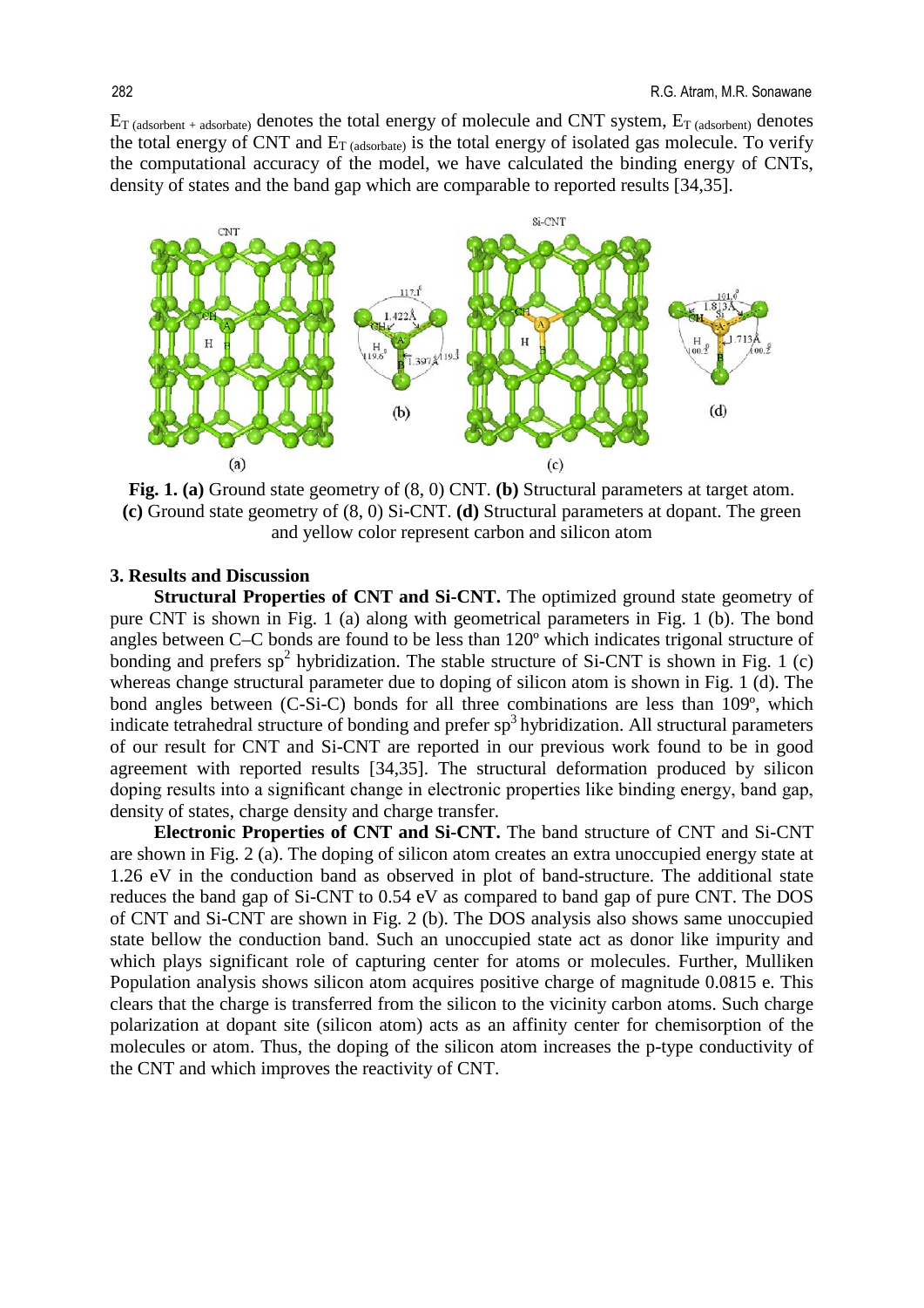$E_{T\ (adsorbent + adsorbate)}$ denotes the total energy of molecule and CNT system, $E_{T\ (adsorbent)}$ denotes the total energy of CNT and $E_{T\ (adsorbate)}$ is the total energy of isolated gas molecule. To verify the computational accuracy of the model, we have calculated the binding energy of CNTs, density of states and the band gap which are comparable to reported results [34,35].

**Fig. 1. (a)** Ground state geometry of (8, 0) CNT. **(b)** Structural parameters at target atom. **(c)** Ground state geometry of (8, 0) Si-CNT. **(d)** Structural parameters at dopant. The green and yellow color represent carbon and silicon atom

## 3. Results and Discussion

**Structural Properties of CNT and Si-CNT.** The optimized ground state geometry of pure CNT is shown in Fig. 1 (a) along with geometrical parameters in Fig. 1 (b). The bond angles between C–C bonds are found to be less than 120º which indicates trigonal structure of bonding and prefers $sp^2$ hybridization. The stable structure of Si-CNT is shown in Fig. 1 (c) whereas change structural parameter due to doping of silicon atom is shown in Fig. 1 (d). The bond angles between (C-Si-C) bonds for all three combinations are less than 109º, which indicate tetrahedral structure of bonding and prefer $sp^3$ hybridization. All structural parameters of our result for CNT and Si-CNT are reported in our previous work found to be in good agreement with reported results [34,35]. The structural deformation produced by silicon doping results into a significant change in electronic properties like binding energy, band gap, density of states, charge density and charge transfer.

**Electronic Properties of CNT and Si-CNT.** The band structure of CNT and Si-CNT are shown in Fig. 2 (a). The doping of silicon atom creates an extra unoccupied energy state at 1.26 eV in the conduction band as observed in plot of band-structure. The additional state reduces the band gap of Si-CNT to 0.54 eV as compared to band gap of pure CNT. The DOS of CNT and Si-CNT are shown in Fig. 2 (b). The DOS analysis also shows same unoccupied state bellow the conduction band. Such an unoccupied state act as donor like impurity and which plays significant role of capturing center for atoms or molecules. Further, Mulliken Population analysis shows silicon atom acquires positive charge of magnitude 0.0815 e. This clears that the charge is transferred from the silicon to the vicinity carbon atoms. Such charge polarization at dopant site (silicon atom) acts as an affinity center for chemisorption of the molecules or atom. Thus, the doping of the silicon atom increases the p-type conductivity of the CNT and which improves the reactivity of CNT.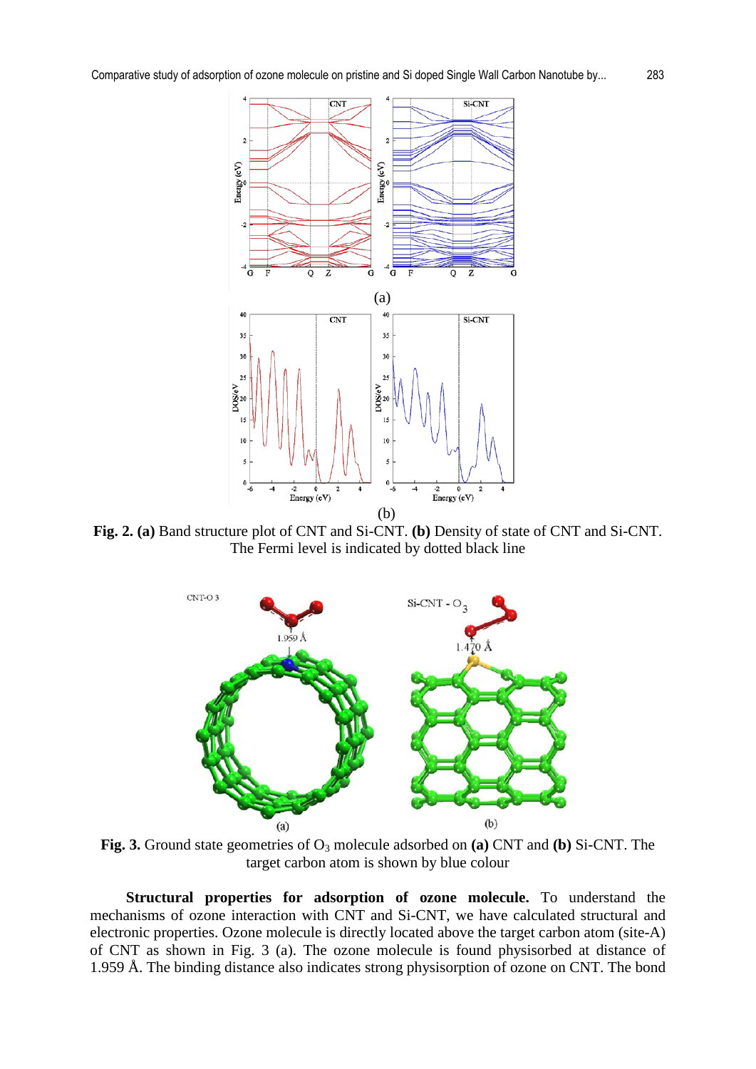**Fig. 2. (a)** Band structure plot of CNT and Si-CNT. **(b)** Density of state of CNT and Si-CNT. The Fermi level is indicated by dotted black line

**Fig. 3.** Ground state geometries of $O_3$ molecule adsorbed on **(a)** CNT and **(b)** Si-CNT. The target carbon atom is shown by blue colour

**Structural properties for adsorption of ozone molecule.** To understand the mechanisms of ozone interaction with CNT and Si-CNT, we have calculated structural and electronic properties. Ozone molecule is directly located above the target carbon atom (site-A) of CNT as shown in Fig. 3 (a). The ozone molecule is found physisorbed at distance of 1.959 Å. The binding distance also indicates strong physisorption of ozone on CNT. The bond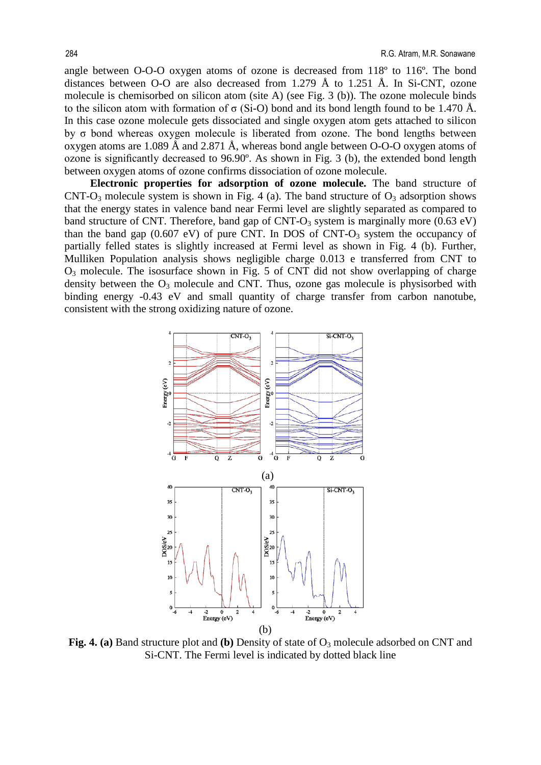angle between O-O-O oxygen atoms of ozone is decreased from 118º to 116º. The bond distances between O-O are also decreased from 1.279 Å to 1.251 Å. In Si-CNT, ozone molecule is chemisorbed on silicon atom (site A) (see Fig. 3 (b)). The ozone molecule binds to the silicon atom with formation of σ (Si-O) bond and its bond length found to be 1.470 Å. In this case ozone molecule gets dissociated and single oxygen atom gets attached to silicon by σ bond whereas oxygen molecule is liberated from ozone. The bond lengths between oxygen atoms are 1.089 Å and 2.871 Å, whereas bond angle between O-O-O oxygen atoms of ozone is significantly decreased to 96.90º. As shown in Fig. 3 (b), the extended bond length between oxygen atoms of ozone confirms dissociation of ozone molecule.

**Electronic properties for adsorption of ozone molecule.** The band structure of CNT-$O_3$ molecule system is shown in Fig. 4 (a). The band structure of $O_3$ adsorption shows that the energy states in valence band near Fermi level are slightly separated as compared to band structure of CNT. Therefore, band gap of CNT-$O_3$ system is marginally more (0.63 eV) than the band gap (0.607 eV) of pure CNT. In DOS of CNT-$O_3$ system the occupancy of partially felled states is slightly increased at Fermi level as shown in Fig. 4 (b). Further, Mulliken Population analysis shows negligible charge 0.013 e transferred from CNT to $O_3$ molecule. The isosurface shown in Fig. 5 of CNT did not show overlapping of charge density between the $O_3$ molecule and CNT. Thus, ozone gas molecule is physisorbed with binding energy -0.43 eV and small quantity of charge transfer from carbon nanotube, consistent with the strong oxidizing nature of ozone.

**Fig. 4. (a)** Band structure plot and **(b)** Density of state of $O_3$ molecule adsorbed on CNT and Si-CNT. The Fermi level is indicated by dotted black line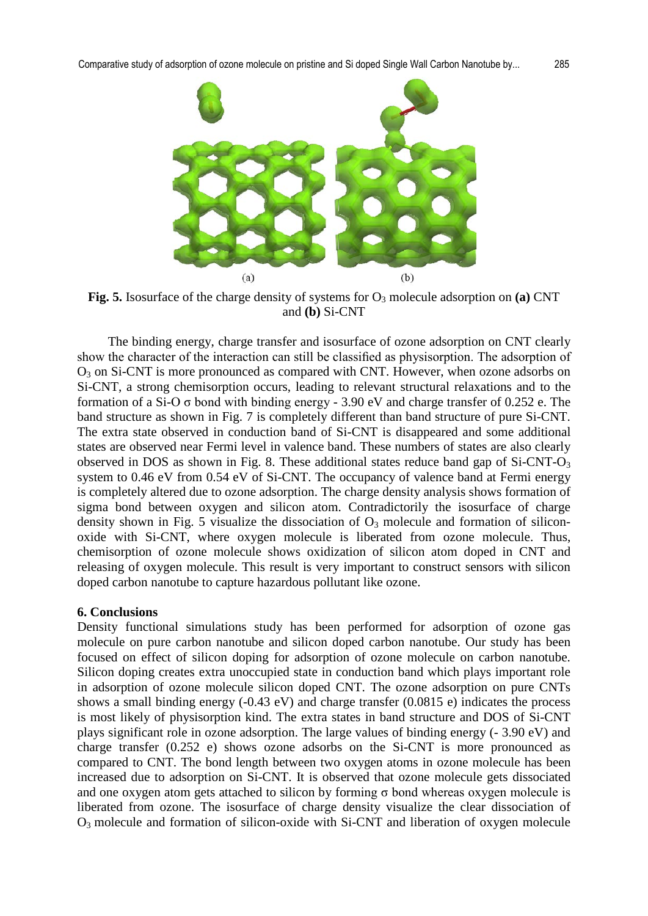**Fig. 5.** Isosurface of the charge density of systems for $O_3$ molecule adsorption on **(a)** CNT and **(b)** Si-CNT

The binding energy, charge transfer and isosurface of ozone adsorption on CNT clearly show the character of the interaction can still be classified as physisorption. The adsorption of $O_3$ on Si-CNT is more pronounced as compared with CNT. However, when ozone adsorbs on Si-CNT, a strong chemisorption occurs, leading to relevant structural relaxations and to the formation of a Si-O σ bond with binding energy - 3.90 eV and charge transfer of 0.252 e. The band structure as shown in Fig. 7 is completely different than band structure of pure Si-CNT. The extra state observed in conduction band of Si-CNT is disappeared and some additional states are observed near Fermi level in valence band. These numbers of states are also clearly observed in DOS as shown in Fig. 8. These additional states reduce band gap of Si-CNT-$O_3$ system to 0.46 eV from 0.54 eV of Si-CNT. The occupancy of valence band at Fermi energy is completely altered due to ozone adsorption. The charge density analysis shows formation of sigma bond between oxygen and silicon atom. Contradictorily the isosurface of charge density shown in Fig. 5 visualize the dissociation of $O_3$ molecule and formation of silicon-oxide with Si-CNT, where oxygen molecule is liberated from ozone molecule. Thus, chemisorption of ozone molecule shows oxidization of silicon atom doped in CNT and releasing of oxygen molecule. This result is very important to construct sensors with silicon doped carbon nanotube to capture hazardous pollutant like ozone.

## 6. Conclusions

Density functional simulations study has been performed for adsorption of ozone gas molecule on pure carbon nanotube and silicon doped carbon nanotube. Our study has been focused on effect of silicon doping for adsorption of ozone molecule on carbon nanotube. Silicon doping creates extra unoccupied state in conduction band which plays important role in adsorption of ozone molecule silicon doped CNT. The ozone adsorption on pure CNTs shows a small binding energy (-0.43 eV) and charge transfer (0.0815 e) indicates the process is most likely of physisorption kind. The extra states in band structure and DOS of Si-CNT plays significant role in ozone adsorption. The large values of binding energy (- 3.90 eV) and charge transfer (0.252 e) shows ozone adsorbs on the Si-CNT is more pronounced as compared to CNT. The bond length between two oxygen atoms in ozone molecule has been increased due to adsorption on Si-CNT. It is observed that ozone molecule gets dissociated and one oxygen atom gets attached to silicon by forming σ bond whereas oxygen molecule is liberated from ozone. The isosurface of charge density visualize the clear dissociation of $O_3$ molecule and formation of silicon-oxide with Si-CNT and liberation of oxygen molecule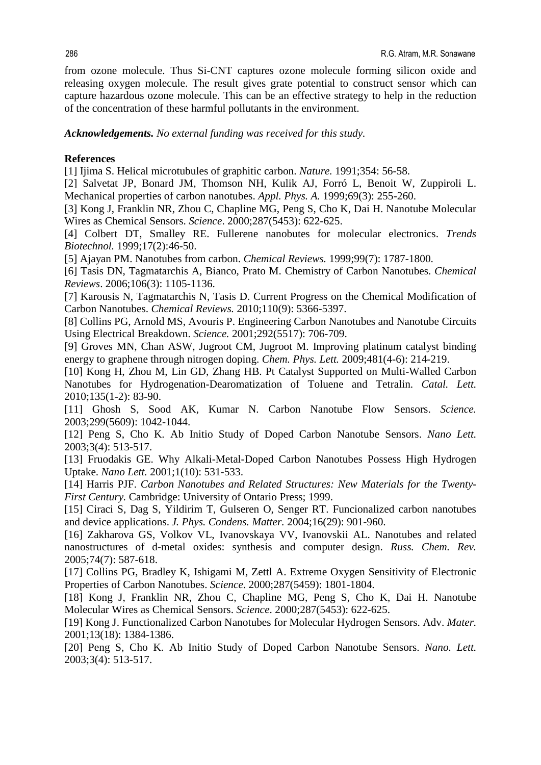from ozone molecule. Thus Si-CNT captures ozone molecule forming silicon oxide and releasing oxygen molecule. The result gives grate potential to construct sensor which can capture hazardous ozone molecule. This can be an effective strategy to help in the reduction of the concentration of these harmful pollutants in the environment.

***Acknowledgements.*** *No external funding was received for this study.*

**References**

[1] Ijima S. Helical microtubules of graphitic carbon. *Nature.* 1991;354: 56-58.

[2] Salvetat JP, Bonard JM, Thomson NH, Kulik AJ, Forró L, Benoit W, Zuppiroli L. Mechanical properties of carbon nanotubes. *Appl. Phys. A.* 1999;69(3): 255-260.

[3] Kong J, Franklin NR, Zhou C, Chapline MG, Peng S, Cho K, Dai H. Nanotube Molecular Wires as Chemical Sensors. *Science*. 2000;287(5453): 622-625.

[4] Colbert DT, Smalley RE. Fullerene nanobutes for molecular electronics. *Trends Biotechnol.* 1999;17(2):46-50.

[5] Ajayan PM. Nanotubes from carbon. *Chemical Reviews.* 1999;99(7): 1787-1800.

[6] Tasis DN, Tagmatarchis A, Bianco, Prato M. Chemistry of Carbon Nanotubes. *Chemical Reviews*. 2006;106(3): 1105-1136.

[7] Karousis N, Tagmatarchis N, Tasis D. Current Progress on the Chemical Modification of Carbon Nanotubes. *Chemical Reviews.* 2010;110(9): 5366-5397.

[8] Collins PG, Arnold MS, Avouris P. Engineering Carbon Nanotubes and Nanotube Circuits Using Electrical Breakdown. *Science.* 2001;292(5517): 706-709.

[9] Groves MN, Chan ASW, Jugroot CM, Jugroot M. Improving platinum catalyst binding energy to graphene through nitrogen doping. *Chem. Phys. Lett.* 2009;481(4-6): 214-219.

[10] Kong H, Zhou M, Lin GD, Zhang HB. Pt Catalyst Supported on Multi-Walled Carbon Nanotubes for Hydrogenation-Dearomatization of Toluene and Tetralin. *Catal. Lett.* 2010;135(1-2): 83-90.

[11] Ghosh S, Sood AK, Kumar N. Carbon Nanotube Flow Sensors. *Science.* 2003;299(5609): 1042-1044.

[12] Peng S, Cho K. Ab Initio Study of Doped Carbon Nanotube Sensors. *Nano Lett.* 2003;3(4): 513-517.

[13] Fruodakis GE. Why Alkali-Metal-Doped Carbon Nanotubes Possess High Hydrogen Uptake. *Nano Lett.* 2001;1(10): 531-533.

[14] Harris PJF. *Carbon Nanotubes and Related Structures: New Materials for the Twenty-First Century.* Cambridge: University of Ontario Press; 1999.

[15] Ciraci S, Dag S, Yildirim T, Gulseren O, Senger RT. Funcionalized carbon nanotubes and device applications. *J. Phys. Condens. Matter*. 2004;16(29): 901-960.

[16] Zakharova GS, Volkov VL, Ivanovskaya VV, Ivanovskii AL. Nanotubes and related nanostructures of d-metal oxides: synthesis and computer design. *Russ. Chem. Rev.* 2005;74(7): 587-618.

[17] Collins PG, Bradley K, Ishigami M, Zettl A. Extreme Oxygen Sensitivity of Electronic Properties of Carbon Nanotubes. *Science.* 2000;287(5459): 1801-1804.

[18] Kong J, Franklin NR, Zhou C, Chapline MG, Peng S, Cho K, Dai H. Nanotube Molecular Wires as Chemical Sensors. *Science.* 2000;287(5453): 622-625.

[19] Kong J. Functionalized Carbon Nanotubes for Molecular Hydrogen Sensors. Adv. *Mater.* 2001;13(18): 1384-1386.

[20] Peng S, Cho K. Ab Initio Study of Doped Carbon Nanotube Sensors. *Nano. Lett.* 2003;3(4): 513-517.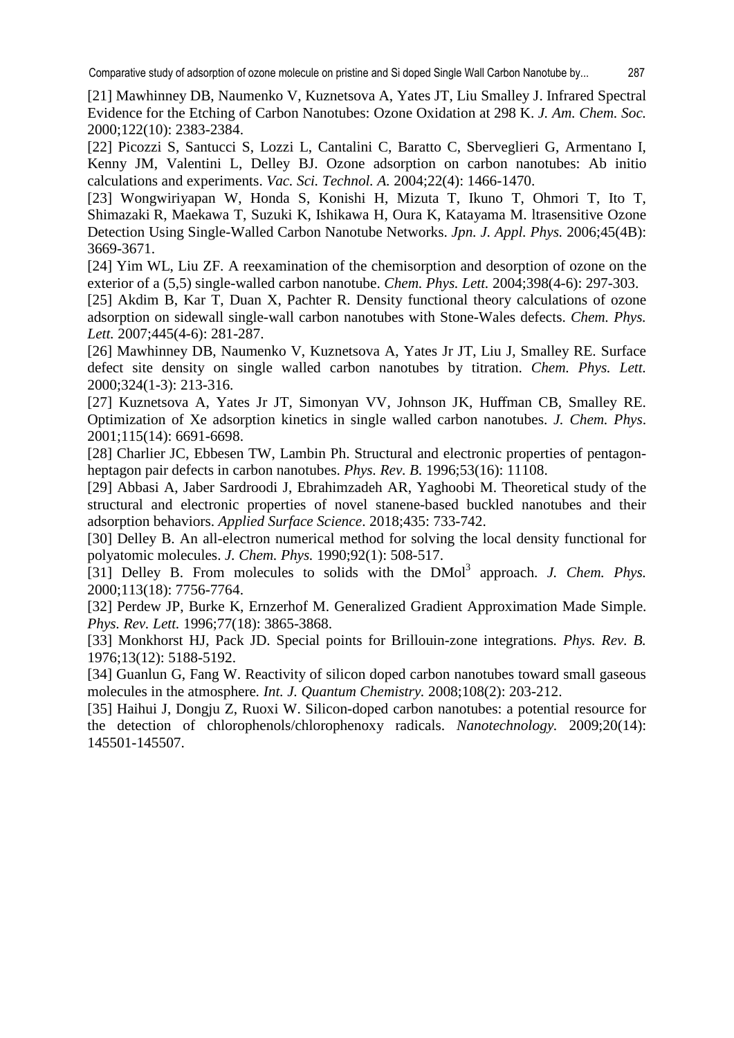[21] Mawhinney DB, Naumenko V, Kuznetsova A, Yates JT, Liu Smalley J. Infrared Spectral Evidence for the Etching of Carbon Nanotubes: Ozone Oxidation at 298 K. *J. Am. Chem. Soc.* 2000;122(10): 2383-2384.

[22] Picozzi S, Santucci S, Lozzi L, Cantalini C, Baratto C, Sberveglieri G, Armentano I, Kenny JM, Valentini L, Delley BJ. Ozone adsorption on carbon nanotubes: Ab initio calculations and experiments. *Vac. Sci. Technol. A.* 2004;22(4): 1466-1470.

[23] Wongwiriyapan W, Honda S, Konishi H, Mizuta T, Ikuno T, Ohmori T, Ito T, Shimazaki R, Maekawa T, Suzuki K, Ishikawa H, Oura K, Katayama M. ltrasensitive Ozone Detection Using Single-Walled Carbon Nanotube Networks. *Jpn. J. Appl. Phys.* 2006;45(4B): 3669-3671.

[24] Yim WL, Liu ZF. A reexamination of the chemisorption and desorption of ozone on the exterior of a (5,5) single-walled carbon nanotube. *Chem. Phys. Lett.* 2004;398(4-6): 297-303.

[25] Akdim B, Kar T, Duan X, Pachter R. Density functional theory calculations of ozone adsorption on sidewall single-wall carbon nanotubes with Stone-Wales defects. *Chem. Phys. Lett.* 2007;445(4-6): 281-287.

[26] Mawhinney DB, Naumenko V, Kuznetsova A, Yates Jr JT, Liu J, Smalley RE. Surface defect site density on single walled carbon nanotubes by titration. *Chem. Phys. Lett.* 2000;324(1-3): 213-316.

[27] Kuznetsova A, Yates Jr JT, Simonyan VV, Johnson JK, Huffman CB, Smalley RE. Optimization of Xe adsorption kinetics in single walled carbon nanotubes. *J. Chem. Phys*. 2001;115(14): 6691-6698.

[28] Charlier JC, Ebbesen TW, Lambin Ph. Structural and electronic properties of pentagon-heptagon pair defects in carbon nanotubes. *Phys. Rev. B.* 1996;53(16): 11108.

[29] Abbasi A, Jaber Sardroodi J, Ebrahimzadeh AR, Yaghoobi M. Theoretical study of the structural and electronic properties of novel stanene-based buckled nanotubes and their adsorption behaviors. *Applied Surface Science*. 2018;435: 733-742.

[30] Delley B. An all-electron numerical method for solving the local density functional for polyatomic molecules. *J. Chem. Phys.* 1990;92(1): 508-517.

[31] Delley B. From molecules to solids with the $DMol^3$ approach. *J. Chem. Phys.* 2000;113(18): 7756-7764.

[32] Perdew JP, Burke K, Ernzerhof M. Generalized Gradient Approximation Made Simple. *Phys. Rev. Lett.* 1996;77(18): 3865-3868.

[33] Monkhorst HJ, Pack JD. Special points for Brillouin-zone integrations. *Phys. Rev. B.* 1976;13(12): 5188-5192.

[34] Guanlun G, Fang W. Reactivity of silicon doped carbon nanotubes toward small gaseous molecules in the atmosphere. *Int. J. Quantum Chemistry.* 2008;108(2): 203-212.

[35] Haihui J, Dongju Z, Ruoxi W. Silicon-doped carbon nanotubes: a potential resource for the detection of chlorophenols/chlorophenoxy radicals. *Nanotechnology.* 2009;20(14): 145501-145507.